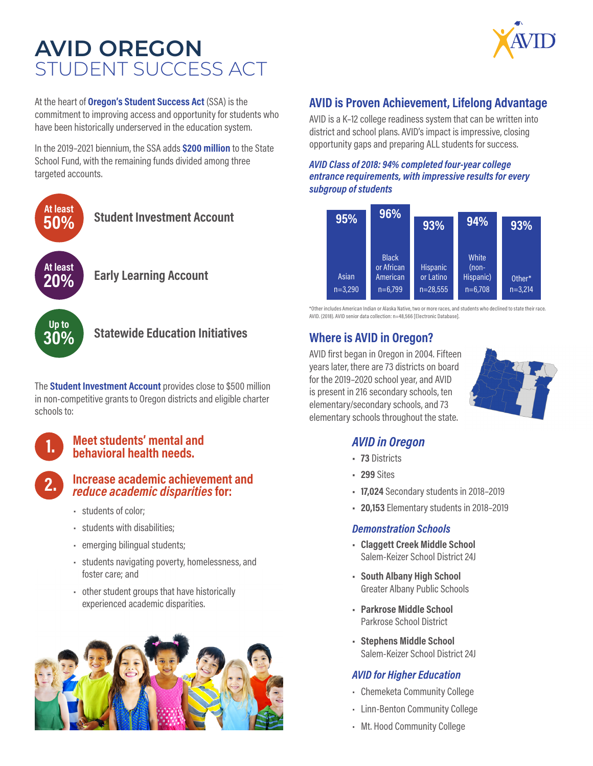# AVID OREGON
## STUDENT SUCCESS ACT

At the heart of **Oregon's Student Success Act** (SSA) is the commitment to improving access and opportunity for students who have been historically underserved in the education system.

In the 2019–2021 biennium, the SSA adds **$200 million** to the State School Fund, with the remaining funds divided among three targeted accounts.

- **At least 50%** — **Student Investment Account**
- **At least 20%** — **Early Learning Account**
- **Up to 30%** — **Statewide Education Initiatives**

The **Student Investment Account** provides close to $500 million in non-competitive grants to Oregon districts and eligible charter schools to:

1. **Meet students' mental and behavioral health needs.**
2. **Increase academic achievement and *reduce academic disparities* for:**
   - students of color;
   - students with disabilities;
   - emerging bilingual students;
   - students navigating poverty, homelessness, and foster care; and
   - other student groups that have historically experienced academic disparities.

## AVID is Proven Achievement, Lifelong Advantage

AVID is a K–12 college readiness system that can be written into district and school plans. AVID's impact is impressive, closing opportunity gaps and preparing ALL students for success.

***AVID Class of 2018: 94% completed four-year college entrance requirements, with impressive results for every subgroup of students***

| Asian | Black or African American | Hispanic or Latino | White (non-Hispanic) | Other* |
|---|---|---|---|---|
| 95% | 96% | 93% | 94% | 93% |
| n=3,290 | n=6,799 | n=28,555 | n=6,708 | n=3,214 |

*Other includes American Indian or Alaska Native, two or more races, and students who declined to state their race. AVID. (2018). AVID senior data collection: n=48,566 [Electronic Database].

## Where is AVID in Oregon?

AVID first began in Oregon in 2004. Fifteen years later, there are 73 districts on board for the 2019–2020 school year, and AVID is present in 216 secondary schools, ten elementary/secondary schools, and 73 elementary schools throughout the state.

### *AVID in Oregon*

- **73** Districts
- **299** Sites
- **17,024** Secondary students in 2018–2019
- **20,153** Elementary students in 2018–2019

### *Demonstration Schools*

- **Claggett Creek Middle School**
  Salem-Keizer School District 24J
- **South Albany High School**
  Greater Albany Public Schools
- **Parkrose Middle School**
  Parkrose School District
- **Stephens Middle School**
  Salem-Keizer School District 24J

### *AVID for Higher Education*

- Chemeketa Community College
- Linn-Benton Community College
- Mt. Hood Community College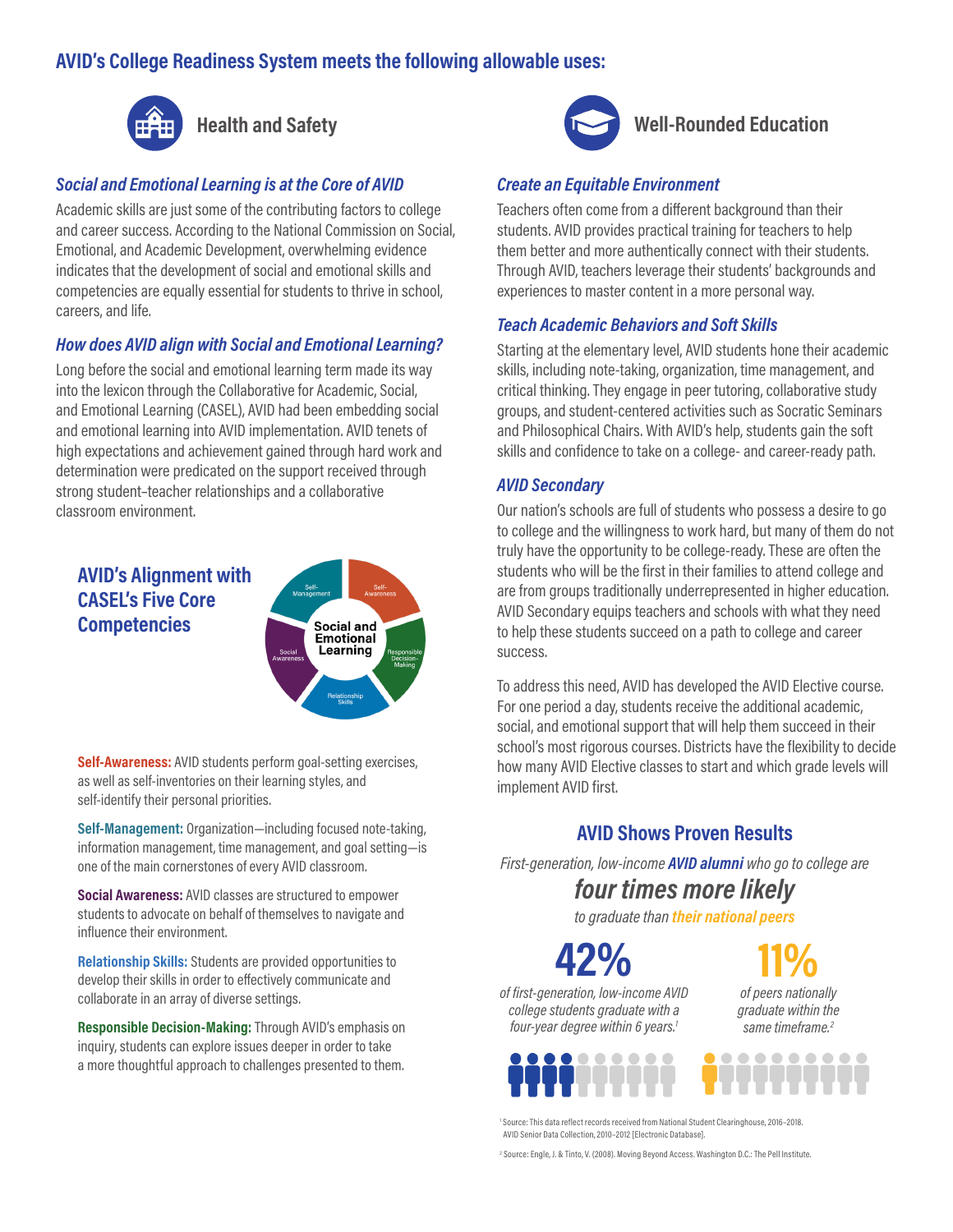## AVID's College Readiness System meets the following allowable uses:

### Health and Safety

#### *Social and Emotional Learning is at the Core of AVID*

Academic skills are just some of the contributing factors to college and career success. According to the National Commission on Social, Emotional, and Academic Development, overwhelming evidence indicates that the development of social and emotional skills and competencies are equally essential for students to thrive in school, careers, and life.

#### *How does AVID align with Social and Emotional Learning?*

Long before the social and emotional learning term made its way into the lexicon through the Collaborative for Academic, Social, and Emotional Learning (CASEL), AVID had been embedding social and emotional learning into AVID implementation. AVID tenets of high expectations and achievement gained through hard work and determination were predicated on the support received through strong student–teacher relationships and a collaborative classroom environment.

#### AVID's Alignment with CASEL's Five Core Competencies

Social and Emotional Learning

Self-Management

Self-Awareness

Responsible Decision-Making

Relationship Skills

Social Awareness

**Self-Awareness:** AVID students perform goal-setting exercises, as well as self-inventories on their learning styles, and self-identify their personal priorities.

**Self-Management:** Organization—including focused note-taking, information management, time management, and goal setting—is one of the main cornerstones of every AVID classroom.

**Social Awareness:** AVID classes are structured to empower students to advocate on behalf of themselves to navigate and influence their environment.

**Relationship Skills:** Students are provided opportunities to develop their skills in order to effectively communicate and collaborate in an array of diverse settings.

**Responsible Decision-Making:** Through AVID's emphasis on inquiry, students can explore issues deeper in order to take a more thoughtful approach to challenges presented to them.

### Well-Rounded Education

#### *Create an Equitable Environment*

Teachers often come from a different background than their students. AVID provides practical training for teachers to help them better and more authentically connect with their students. Through AVID, teachers leverage their students' backgrounds and experiences to master content in a more personal way.

#### *Teach Academic Behaviors and Soft Skills*

Starting at the elementary level, AVID students hone their academic skills, including note-taking, organization, time management, and critical thinking. They engage in peer tutoring, collaborative study groups, and student-centered activities such as Socratic Seminars and Philosophical Chairs. With AVID's help, students gain the soft skills and confidence to take on a college- and career-ready path.

#### *AVID Secondary*

Our nation's schools are full of students who possess a desire to go to college and the willingness to work hard, but many of them do not truly have the opportunity to be college-ready. These are often the students who will be the first in their families to attend college and are from groups traditionally underrepresented in higher education. AVID Secondary equips teachers and schools with what they need to help these students succeed on a path to college and career success.

To address this need, AVID has developed the AVID Elective course. For one period a day, students receive the additional academic, social, and emotional support that will help them succeed in their school's most rigorous courses. Districts have the flexibility to decide how many AVID Elective classes to start and which grade levels will implement AVID first.

### AVID Shows Proven Results

*First-generation, low-income **AVID alumni** who go to college are*

***four times more likely***

*to graduate than **their national peers***

**42%**

*of first-generation, low-income AVID college students graduate with a four-year degree within 6 years.*[1]

**11%**

*of peers nationally graduate within the same timeframe.*[2]

[1] Source: This data reflect records received from National Student Clearinghouse, 2016–2018. AVID Senior Data Collection, 2010–2012 [Electronic Database].

[2] Source: Engle, J. & Tinto, V. (2008). Moving Beyond Access. Washington D.C.: The Pell Institute.